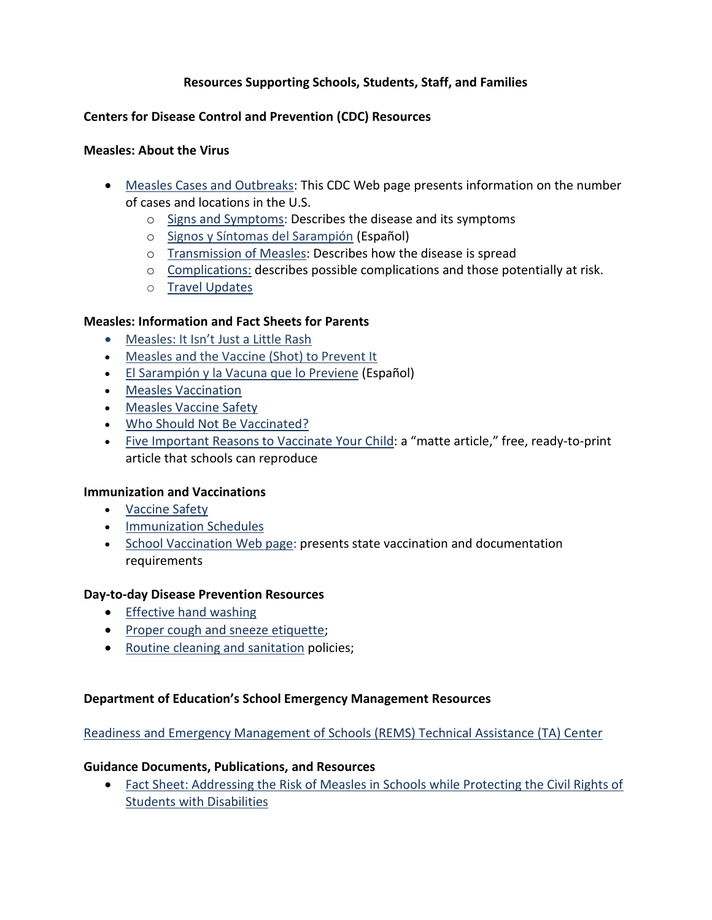# Resources Supporting Schools, Students, Staff, and Families

## Centers for Disease Control and Prevention (CDC) Resources

### Measles: About the Virus

- Measles Cases and Outbreaks: This CDC Web page presents information on the number of cases and locations in the U.S.
  - Signs and Symptoms: Describes the disease and its symptoms
  - Signos y Síntomas del Sarampión (Español)
  - Transmission of Measles: Describes how the disease is spread
  - Complications: describes possible complications and those potentially at risk.
  - Travel Updates

### Measles: Information and Fact Sheets for Parents

- Measles: It Isn't Just a Little Rash
- Measles and the Vaccine (Shot) to Prevent It
- El Sarampión y la Vacuna que lo Previene (Español)
- Measles Vaccination
- Measles Vaccine Safety
- Who Should Not Be Vaccinated?
- Five Important Reasons to Vaccinate Your Child: a "matte article," free, ready-to-print article that schools can reproduce

### Immunization and Vaccinations

- Vaccine Safety
- Immunization Schedules
- School Vaccination Web page: presents state vaccination and documentation requirements

### Day-to-day Disease Prevention Resources

- Effective hand washing
- Proper cough and sneeze etiquette;
- Routine cleaning and sanitation policies;

## Department of Education's School Emergency Management Resources

Readiness and Emergency Management of Schools (REMS) Technical Assistance (TA) Center

### Guidance Documents, Publications, and Resources

- Fact Sheet: Addressing the Risk of Measles in Schools while Protecting the Civil Rights of Students with Disabilities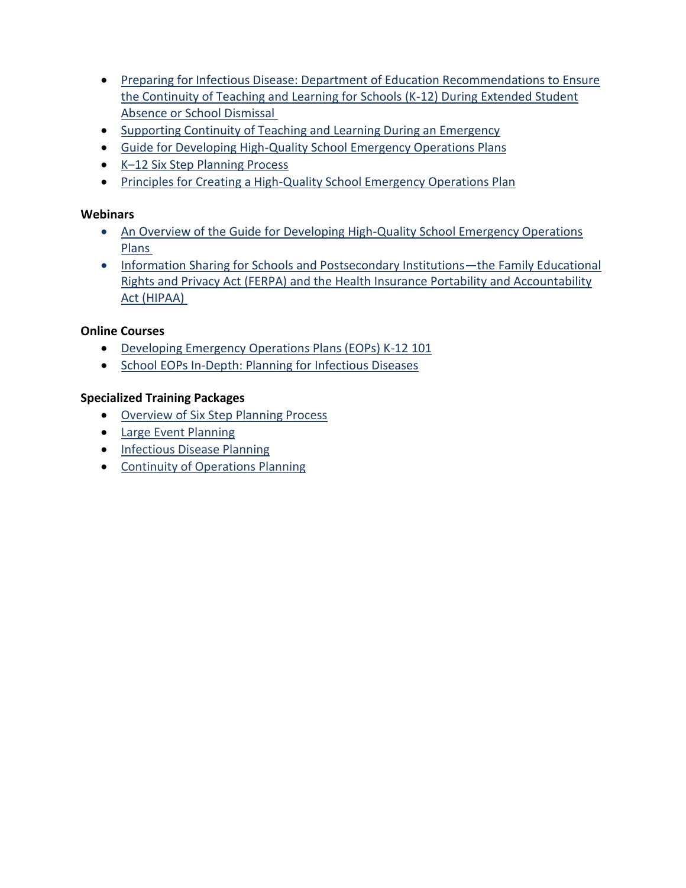- Preparing for Infectious Disease: Department of Education Recommendations to Ensure the Continuity of Teaching and Learning for Schools (K-12) During Extended Student Absence or School Dismissal
- Supporting Continuity of Teaching and Learning During an Emergency
- Guide for Developing High-Quality School Emergency Operations Plans
- K–12 Six Step Planning Process
- Principles for Creating a High-Quality School Emergency Operations Plan

**Webinars**

- An Overview of the Guide for Developing High-Quality School Emergency Operations Plans
- Information Sharing for Schools and Postsecondary Institutions—the Family Educational Rights and Privacy Act (FERPA) and the Health Insurance Portability and Accountability Act (HIPAA)

**Online Courses**

- Developing Emergency Operations Plans (EOPs) K-12 101
- School EOPs In-Depth: Planning for Infectious Diseases

**Specialized Training Packages**

- Overview of Six Step Planning Process
- Large Event Planning
- Infectious Disease Planning
- Continuity of Operations Planning